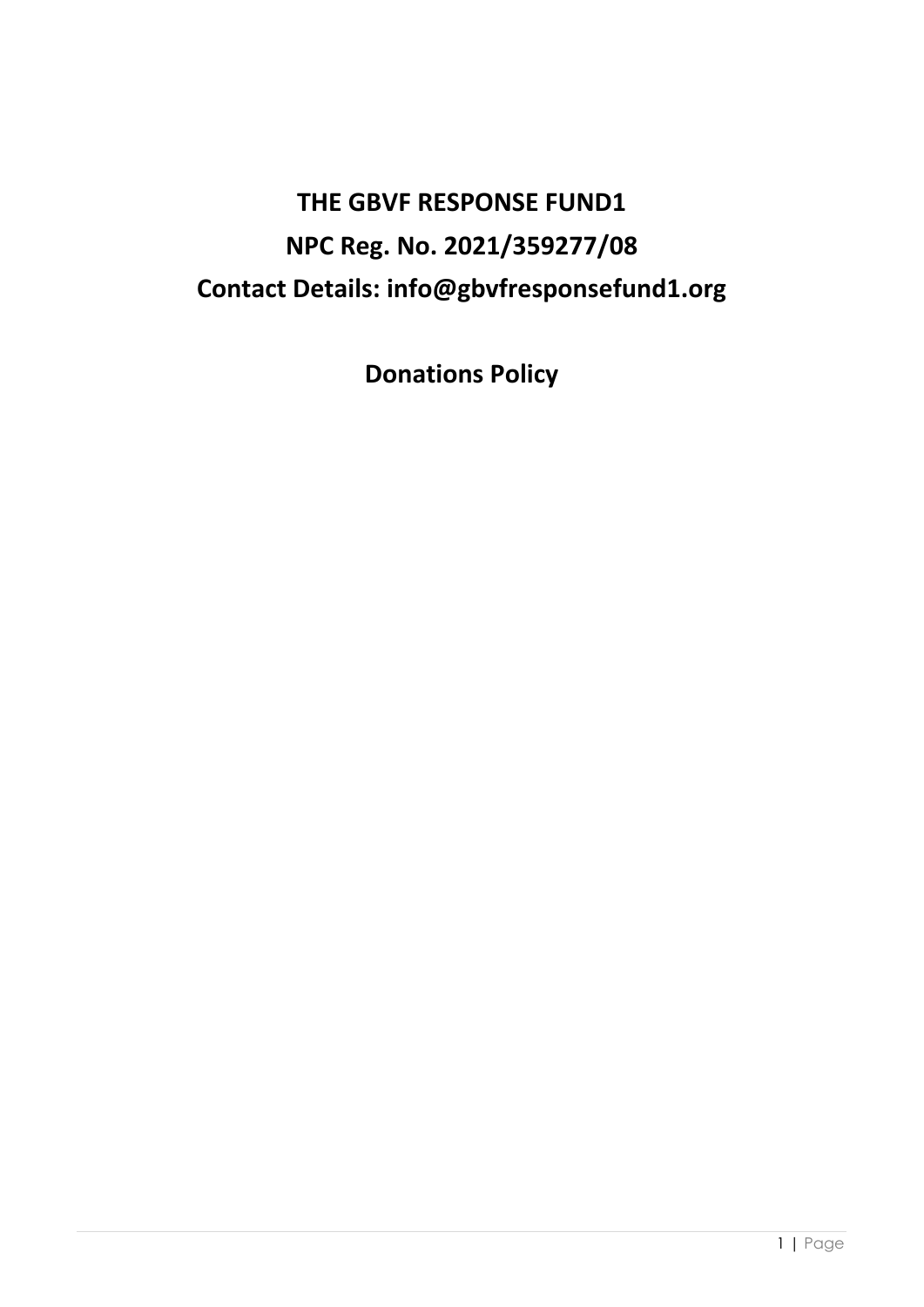# THE GBVF RESPONSE FUND1

## NPC Reg. No. 2021/359277/08

## Contact Details: info@gbvfresponsefund1.org

## Donations Policy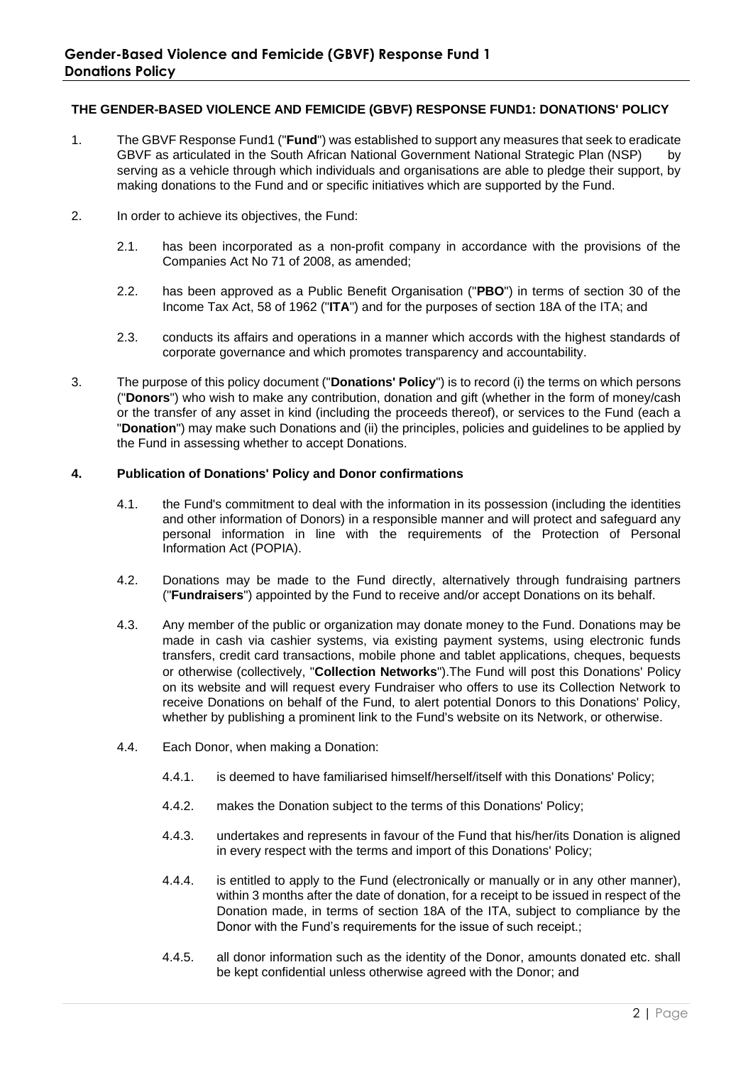### THE GENDER-BASED VIOLENCE AND FEMICIDE (GBVF) RESPONSE FUND1: DONATIONS' POLICY

1. The GBVF Response Fund1 ("**Fund**") was established to support any measures that seek to eradicate GBVF as articulated in the South African National Government National Strategic Plan (NSP) by serving as a vehicle through which individuals and organisations are able to pledge their support, by making donations to the Fund and or specific initiatives which are supported by the Fund.

2. In order to achieve its objectives, the Fund:

   2.1. has been incorporated as a non-profit company in accordance with the provisions of the Companies Act No 71 of 2008, as amended;

   2.2. has been approved as a Public Benefit Organisation ("**PBO**") in terms of section 30 of the Income Tax Act, 58 of 1962 ("**ITA**") and for the purposes of section 18A of the ITA; and

   2.3. conducts its affairs and operations in a manner which accords with the highest standards of corporate governance and which promotes transparency and accountability.

3. The purpose of this policy document ("**Donations' Policy**") is to record (i) the terms on which persons ("**Donors**") who wish to make any contribution, donation and gift (whether in the form of money/cash or the transfer of any asset in kind (including the proceeds thereof), or services to the Fund (each a "**Donation**") may make such Donations and (ii) the principles, policies and guidelines to be applied by the Fund in assessing whether to accept Donations.

**4. Publication of Donations' Policy and Donor confirmations**

   4.1. the Fund's commitment to deal with the information in its possession (including the identities and other information of Donors) in a responsible manner and will protect and safeguard any personal information in line with the requirements of the Protection of Personal Information Act (POPIA).

   4.2. Donations may be made to the Fund directly, alternatively through fundraising partners ("**Fundraisers**") appointed by the Fund to receive and/or accept Donations on its behalf.

   4.3. Any member of the public or organization may donate money to the Fund. Donations may be made in cash via cashier systems, via existing payment systems, using electronic funds transfers, credit card transactions, mobile phone and tablet applications, cheques, bequests or otherwise (collectively, "**Collection Networks**").The Fund will post this Donations' Policy on its website and will request every Fundraiser who offers to use its Collection Network to receive Donations on behalf of the Fund, to alert potential Donors to this Donations' Policy, whether by publishing a prominent link to the Fund's website on its Network, or otherwise.

   4.4. Each Donor, when making a Donation:

      4.4.1. is deemed to have familiarised himself/herself/itself with this Donations' Policy;

      4.4.2. makes the Donation subject to the terms of this Donations' Policy;

      4.4.3. undertakes and represents in favour of the Fund that his/her/its Donation is aligned in every respect with the terms and import of this Donations' Policy;

      4.4.4. is entitled to apply to the Fund (electronically or manually or in any other manner), within 3 months after the date of donation, for a receipt to be issued in respect of the Donation made, in terms of section 18A of the ITA, subject to compliance by the Donor with the Fund's requirements for the issue of such receipt.;

      4.4.5. all donor information such as the identity of the Donor, amounts donated etc. shall be kept confidential unless otherwise agreed with the Donor; and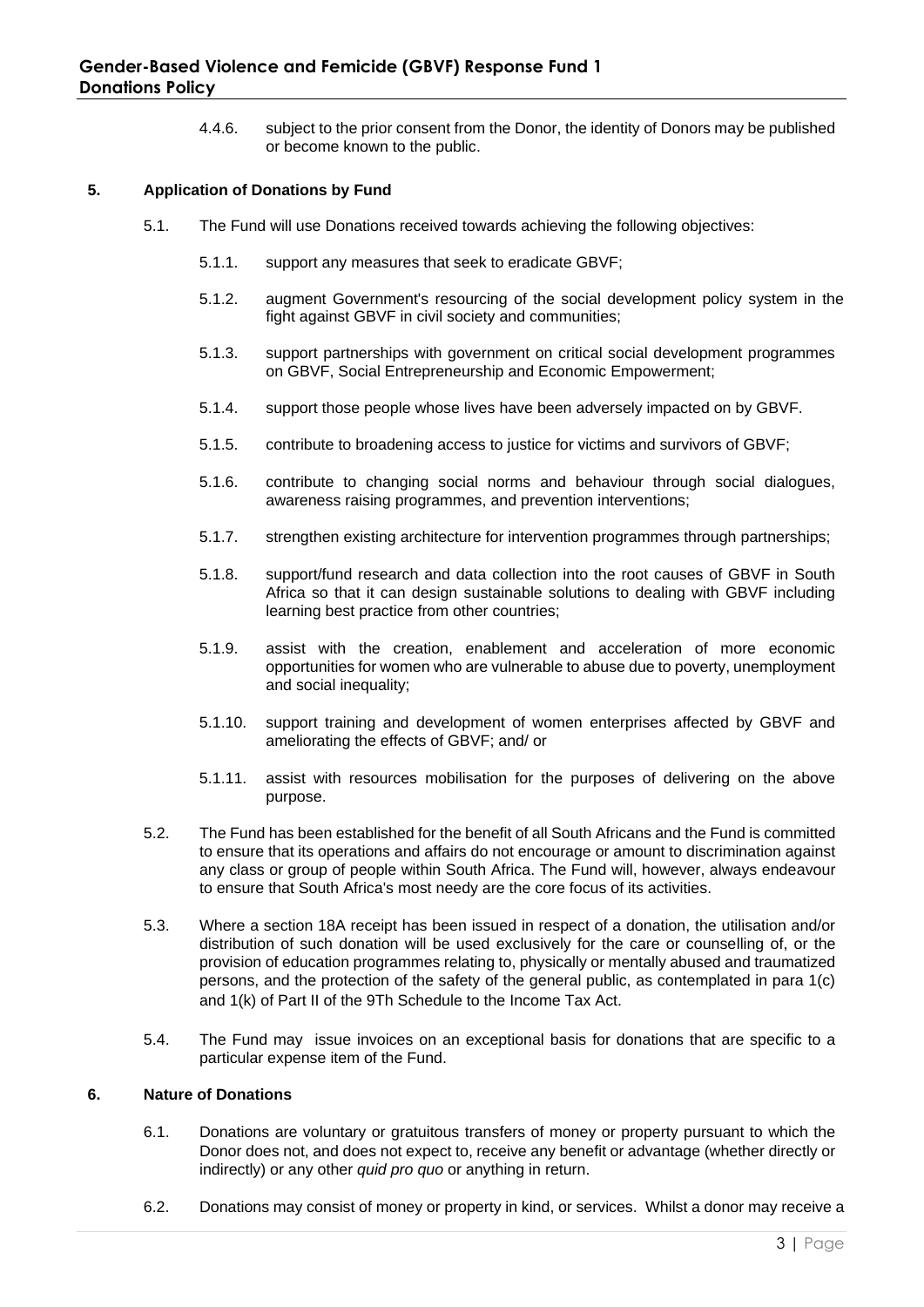4.4.6. subject to the prior consent from the Donor, the identity of Donors may be published or become known to the public.

## 5. Application of Donations by Fund

5.1. The Fund will use Donations received towards achieving the following objectives:

5.1.1. support any measures that seek to eradicate GBVF;

5.1.2. augment Government's resourcing of the social development policy system in the fight against GBVF in civil society and communities;

5.1.3. support partnerships with government on critical social development programmes on GBVF, Social Entrepreneurship and Economic Empowerment;

5.1.4. support those people whose lives have been adversely impacted on by GBVF.

5.1.5. contribute to broadening access to justice for victims and survivors of GBVF;

5.1.6. contribute to changing social norms and behaviour through social dialogues, awareness raising programmes, and prevention interventions;

5.1.7. strengthen existing architecture for intervention programmes through partnerships;

5.1.8. support/fund research and data collection into the root causes of GBVF in South Africa so that it can design sustainable solutions to dealing with GBVF including learning best practice from other countries;

5.1.9. assist with the creation, enablement and acceleration of more economic opportunities for women who are vulnerable to abuse due to poverty, unemployment and social inequality;

5.1.10. support training and development of women enterprises affected by GBVF and ameliorating the effects of GBVF; and/ or

5.1.11. assist with resources mobilisation for the purposes of delivering on the above purpose.

5.2. The Fund has been established for the benefit of all South Africans and the Fund is committed to ensure that its operations and affairs do not encourage or amount to discrimination against any class or group of people within South Africa. The Fund will, however, always endeavour to ensure that South Africa's most needy are the core focus of its activities.

5.3. Where a section 18A receipt has been issued in respect of a donation, the utilisation and/or distribution of such donation will be used exclusively for the care or counselling of, or the provision of education programmes relating to, physically or mentally abused and traumatized persons, and the protection of the safety of the general public, as contemplated in para 1(c) and 1(k) of Part II of the 9Th Schedule to the Income Tax Act.

5.4. The Fund may issue invoices on an exceptional basis for donations that are specific to a particular expense item of the Fund.

## 6. Nature of Donations

6.1. Donations are voluntary or gratuitous transfers of money or property pursuant to which the Donor does not, and does not expect to, receive any benefit or advantage (whether directly or indirectly) or any other *quid pro quo* or anything in return.

6.2. Donations may consist of money or property in kind, or services. Whilst a donor may receive a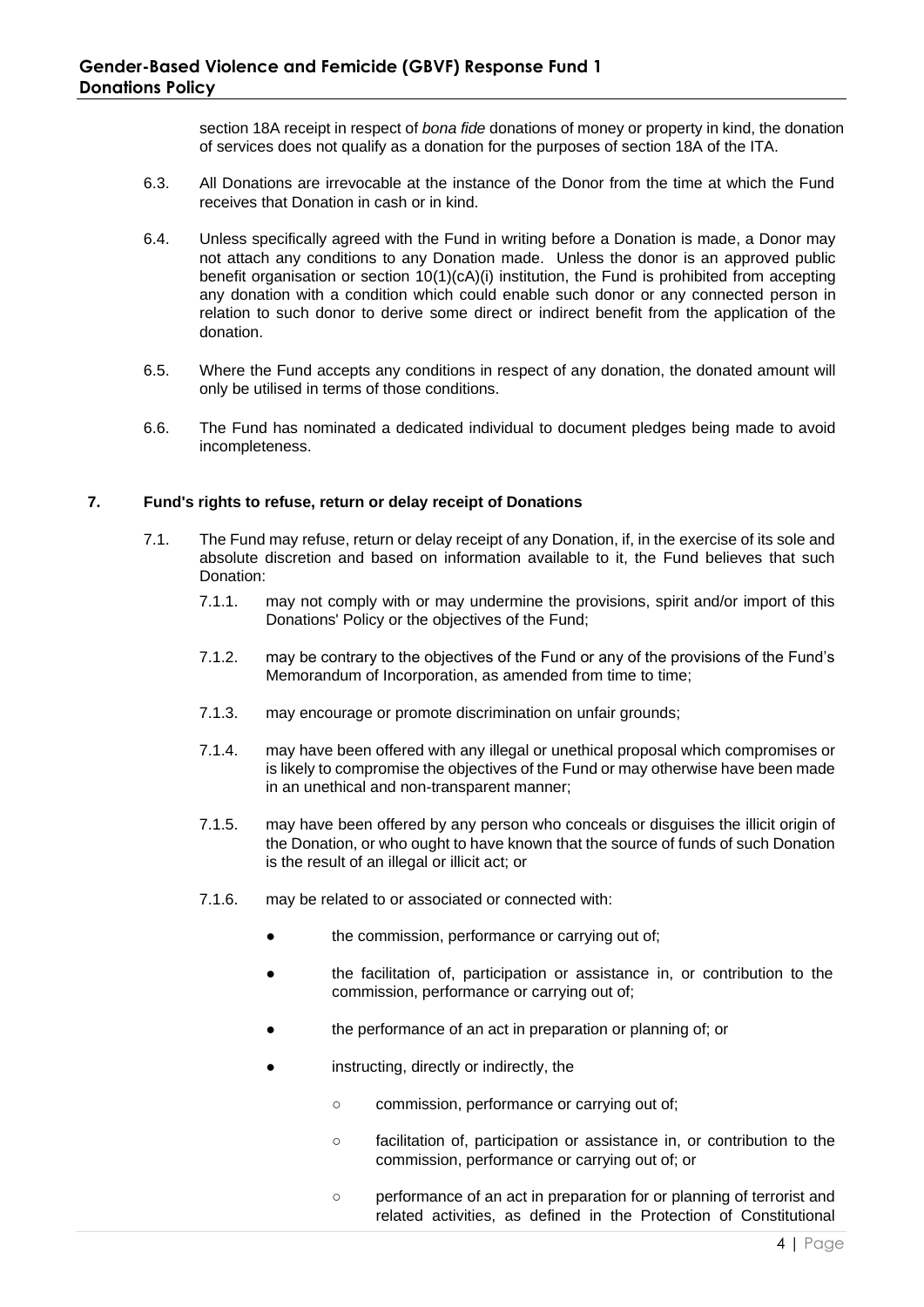section 18A receipt in respect of *bona fide* donations of money or property in kind, the donation of services does not qualify as a donation for the purposes of section 18A of the ITA.

6.3. All Donations are irrevocable at the instance of the Donor from the time at which the Fund receives that Donation in cash or in kind.

6.4. Unless specifically agreed with the Fund in writing before a Donation is made, a Donor may not attach any conditions to any Donation made. Unless the donor is an approved public benefit organisation or section 10(1)(cA)(i) institution, the Fund is prohibited from accepting any donation with a condition which could enable such donor or any connected person in relation to such donor to derive some direct or indirect benefit from the application of the donation.

6.5. Where the Fund accepts any conditions in respect of any donation, the donated amount will only be utilised in terms of those conditions.

6.6. The Fund has nominated a dedicated individual to document pledges being made to avoid incompleteness.

## 7. Fund's rights to refuse, return or delay receipt of Donations

7.1. The Fund may refuse, return or delay receipt of any Donation, if, in the exercise of its sole and absolute discretion and based on information available to it, the Fund believes that such Donation:

7.1.1. may not comply with or may undermine the provisions, spirit and/or import of this Donations' Policy or the objectives of the Fund;

7.1.2. may be contrary to the objectives of the Fund or any of the provisions of the Fund's Memorandum of Incorporation, as amended from time to time;

7.1.3. may encourage or promote discrimination on unfair grounds;

7.1.4. may have been offered with any illegal or unethical proposal which compromises or is likely to compromise the objectives of the Fund or may otherwise have been made in an unethical and non-transparent manner;

7.1.5. may have been offered by any person who conceals or disguises the illicit origin of the Donation, or who ought to have known that the source of funds of such Donation is the result of an illegal or illicit act; or

7.1.6. may be related to or associated or connected with:

- the commission, performance or carrying out of;
- the facilitation of, participation or assistance in, or contribution to the commission, performance or carrying out of;
- the performance of an act in preparation or planning of; or
- instructing, directly or indirectly, the
    - commission, performance or carrying out of;
    - facilitation of, participation or assistance in, or contribution to the commission, performance or carrying out of; or
    - performance of an act in preparation for or planning of terrorist and related activities, as defined in the Protection of Constitutional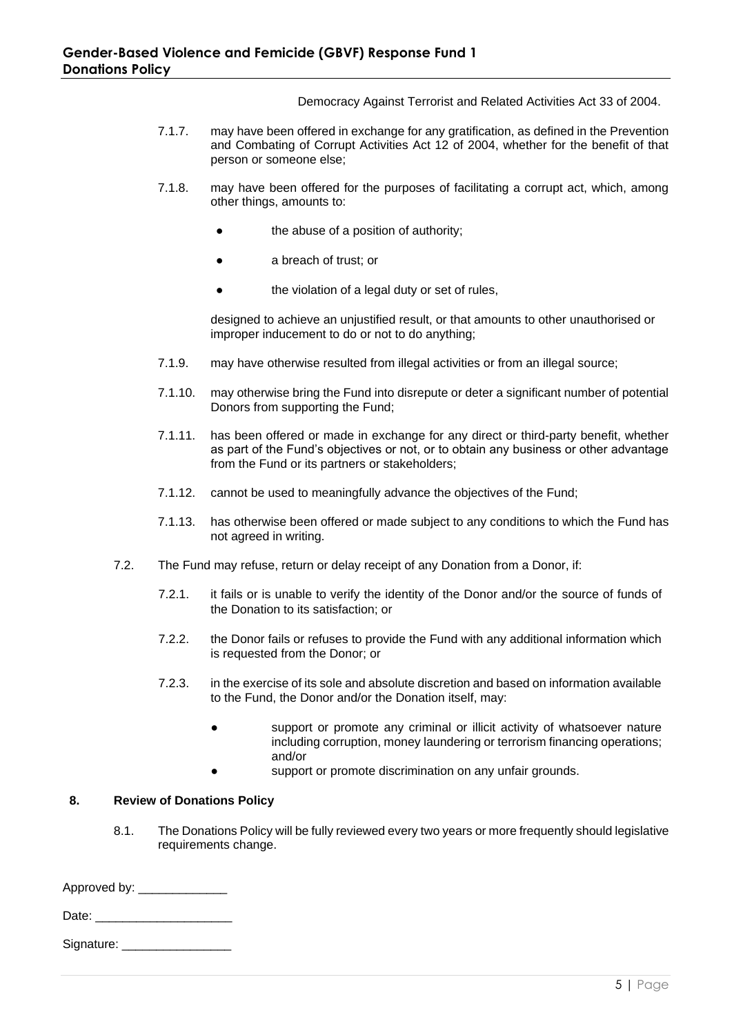Democracy Against Terrorist and Related Activities Act 33 of 2004.

7.1.7. may have been offered in exchange for any gratification, as defined in the Prevention and Combating of Corrupt Activities Act 12 of 2004, whether for the benefit of that person or someone else;

7.1.8. may have been offered for the purposes of facilitating a corrupt act, which, among other things, amounts to:

- the abuse of a position of authority;
- a breach of trust; or
- the violation of a legal duty or set of rules,

designed to achieve an unjustified result, or that amounts to other unauthorised or improper inducement to do or not to do anything;

7.1.9. may have otherwise resulted from illegal activities or from an illegal source;

7.1.10. may otherwise bring the Fund into disrepute or deter a significant number of potential Donors from supporting the Fund;

7.1.11. has been offered or made in exchange for any direct or third-party benefit, whether as part of the Fund's objectives or not, or to obtain any business or other advantage from the Fund or its partners or stakeholders;

7.1.12. cannot be used to meaningfully advance the objectives of the Fund;

7.1.13. has otherwise been offered or made subject to any conditions to which the Fund has not agreed in writing.

7.2. The Fund may refuse, return or delay receipt of any Donation from a Donor, if:

7.2.1. it fails or is unable to verify the identity of the Donor and/or the source of funds of the Donation to its satisfaction; or

7.2.2. the Donor fails or refuses to provide the Fund with any additional information which is requested from the Donor; or

7.2.3. in the exercise of its sole and absolute discretion and based on information available to the Fund, the Donor and/or the Donation itself, may:

- support or promote any criminal or illicit activity of whatsoever nature including corruption, money laundering or terrorism financing operations; and/or
- support or promote discrimination on any unfair grounds.

## 8. Review of Donations Policy

8.1. The Donations Policy will be fully reviewed every two years or more frequently should legislative requirements change.

Approved by: _____________

Date: ____________________

Signature: ________________